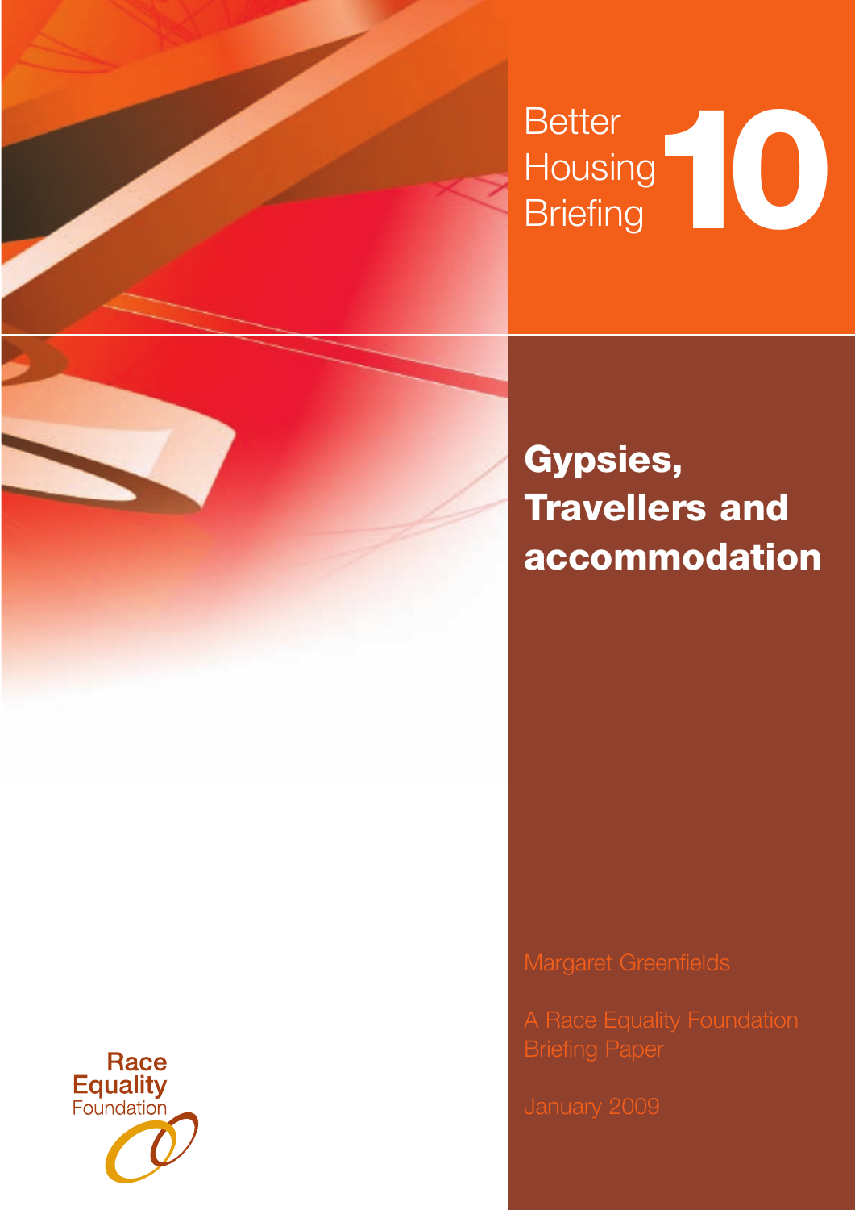Better Housing Briefing **10**

# Gypsies, Travellers and accommodation

Margaret Greenfields

A Race Equality Foundation Briefing Paper

January 2009

Race Equality Foundation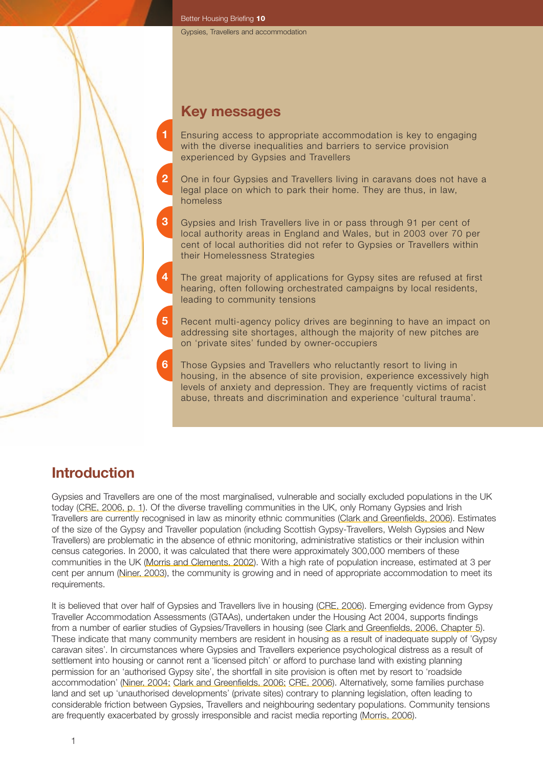## Key messages

1. Ensuring access to appropriate accommodation is key to engaging with the diverse inequalities and barriers to service provision experienced by Gypsies and Travellers
2. One in four Gypsies and Travellers living in caravans does not have a legal place on which to park their home. They are thus, in law, homeless
3. Gypsies and Irish Travellers live in or pass through 91 per cent of local authority areas in England and Wales, but in 2003 over 70 per cent of local authorities did not refer to Gypsies or Travellers within their Homelessness Strategies
4. The great majority of applications for Gypsy sites are refused at first hearing, often following orchestrated campaigns by local residents, leading to community tensions
5. Recent multi-agency policy drives are beginning to have an impact on addressing site shortages, although the majority of new pitches are on 'private sites' funded by owner-occupiers
6. Those Gypsies and Travellers who reluctantly resort to living in housing, in the absence of site provision, experience excessively high levels of anxiety and depression. They are frequently victims of racist abuse, threats and discrimination and experience 'cultural trauma'.

## Introduction

Gypsies and Travellers are one of the most marginalised, vulnerable and socially excluded populations in the UK today (CRE, 2006, p. 1). Of the diverse travelling communities in the UK, only Romany Gypsies and Irish Travellers are currently recognised in law as minority ethnic communities (Clark and Greenfields, 2006). Estimates of the size of the Gypsy and Traveller population (including Scottish Gypsy-Travellers, Welsh Gypsies and New Travellers) are problematic in the absence of ethnic monitoring, administrative statistics or their inclusion within census categories. In 2000, it was calculated that there were approximately 300,000 members of these communities in the UK (Morris and Clements, 2002). With a high rate of population increase, estimated at 3 per cent per annum (Niner, 2003), the community is growing and in need of appropriate accommodation to meet its requirements.

It is believed that over half of Gypsies and Travellers live in housing (CRE, 2006). Emerging evidence from Gypsy Traveller Accommodation Assessments (GTAAs), undertaken under the Housing Act 2004, supports findings from a number of earlier studies of Gypsies/Travellers in housing (see Clark and Greenfields, 2006, Chapter 5). These indicate that many community members are resident in housing as a result of inadequate supply of 'Gypsy caravan sites'. In circumstances where Gypsies and Travellers experience psychological distress as a result of settlement into housing or cannot rent a 'licensed pitch' or afford to purchase land with existing planning permission for an 'authorised Gypsy site', the shortfall in site provision is often met by resort to 'roadside accommodation' (Niner, 2004; Clark and Greenfields, 2006; CRE, 2006). Alternatively, some families purchase land and set up 'unauthorised developments' (private sites) contrary to planning legislation, often leading to considerable friction between Gypsies, Travellers and neighbouring sedentary populations. Community tensions are frequently exacerbated by grossly irresponsible and racist media reporting (Morris, 2006).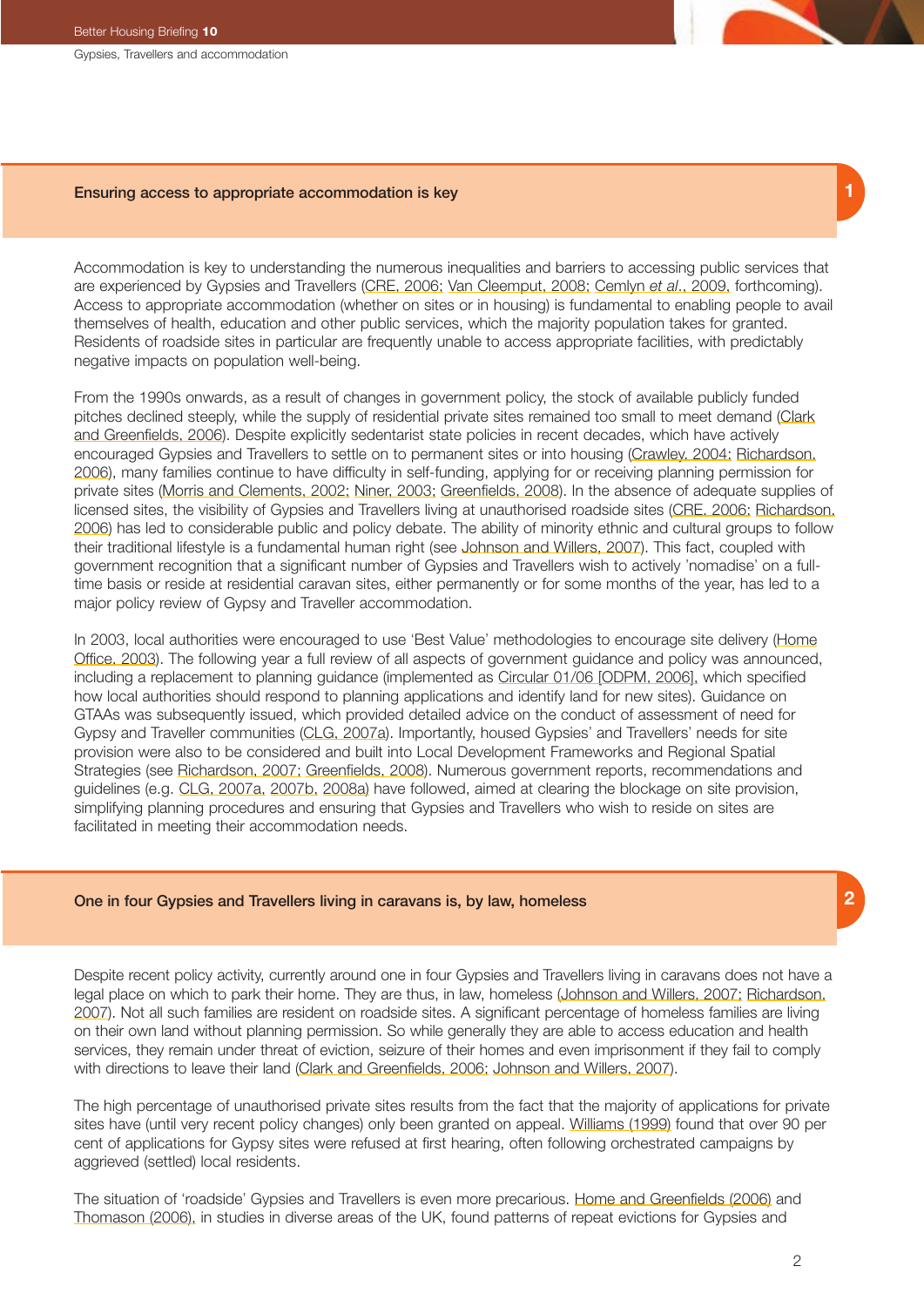## Ensuring access to appropriate accommodation is key

1

Accommodation is key to understanding the numerous inequalities and barriers to accessing public services that are experienced by Gypsies and Travellers (CRE, 2006; Van Cleemput, 2008; Cemlyn *et al*., 2009, forthcoming). Access to appropriate accommodation (whether on sites or in housing) is fundamental to enabling people to avail themselves of health, education and other public services, which the majority population takes for granted. Residents of roadside sites in particular are frequently unable to access appropriate facilities, with predictably negative impacts on population well-being.

From the 1990s onwards, as a result of changes in government policy, the stock of available publicly funded pitches declined steeply, while the supply of residential private sites remained too small to meet demand (Clark and Greenfields, 2006). Despite explicitly sedentarist state policies in recent decades, which have actively encouraged Gypsies and Travellers to settle on to permanent sites or into housing (Crawley, 2004; Richardson, 2006), many families continue to have difficulty in self-funding, applying for or receiving planning permission for private sites (Morris and Clements, 2002; Niner, 2003; Greenfields, 2008). In the absence of adequate supplies of licensed sites, the visibility of Gypsies and Travellers living at unauthorised roadside sites (CRE, 2006; Richardson, 2006) has led to considerable public and policy debate. The ability of minority ethnic and cultural groups to follow their traditional lifestyle is a fundamental human right (see Johnson and Willers, 2007). This fact, coupled with government recognition that a significant number of Gypsies and Travellers wish to actively 'nomadise' on a full-time basis or reside at residential caravan sites, either permanently or for some months of the year, has led to a major policy review of Gypsy and Traveller accommodation.

In 2003, local authorities were encouraged to use 'Best Value' methodologies to encourage site delivery (Home Office, 2003). The following year a full review of all aspects of government guidance and policy was announced, including a replacement to planning guidance (implemented as Circular 01/06 [ODPM, 2006], which specified how local authorities should respond to planning applications and identify land for new sites). Guidance on GTAAs was subsequently issued, which provided detailed advice on the conduct of assessment of need for Gypsy and Traveller communities (CLG, 2007a). Importantly, housed Gypsies' and Travellers' needs for site provision were also to be considered and built into Local Development Frameworks and Regional Spatial Strategies (see Richardson, 2007; Greenfields, 2008). Numerous government reports, recommendations and guidelines (e.g. CLG, 2007a, 2007b, 2008a) have followed, aimed at clearing the blockage on site provision, simplifying planning procedures and ensuring that Gypsies and Travellers who wish to reside on sites are facilitated in meeting their accommodation needs.

## One in four Gypsies and Travellers living in caravans is, by law, homeless

2

Despite recent policy activity, currently around one in four Gypsies and Travellers living in caravans does not have a legal place on which to park their home. They are thus, in law, homeless (Johnson and Willers, 2007; Richardson, 2007). Not all such families are resident on roadside sites. A significant percentage of homeless families are living on their own land without planning permission. So while generally they are able to access education and health services, they remain under threat of eviction, seizure of their homes and even imprisonment if they fail to comply with directions to leave their land (Clark and Greenfields, 2006; Johnson and Willers, 2007).

The high percentage of unauthorised private sites results from the fact that the majority of applications for private sites have (until very recent policy changes) only been granted on appeal. Williams (1999) found that over 90 per cent of applications for Gypsy sites were refused at first hearing, often following orchestrated campaigns by aggrieved (settled) local residents.

The situation of 'roadside' Gypsies and Travellers is even more precarious. Home and Greenfields (2006) and Thomason (2006), in studies in diverse areas of the UK, found patterns of repeat evictions for Gypsies and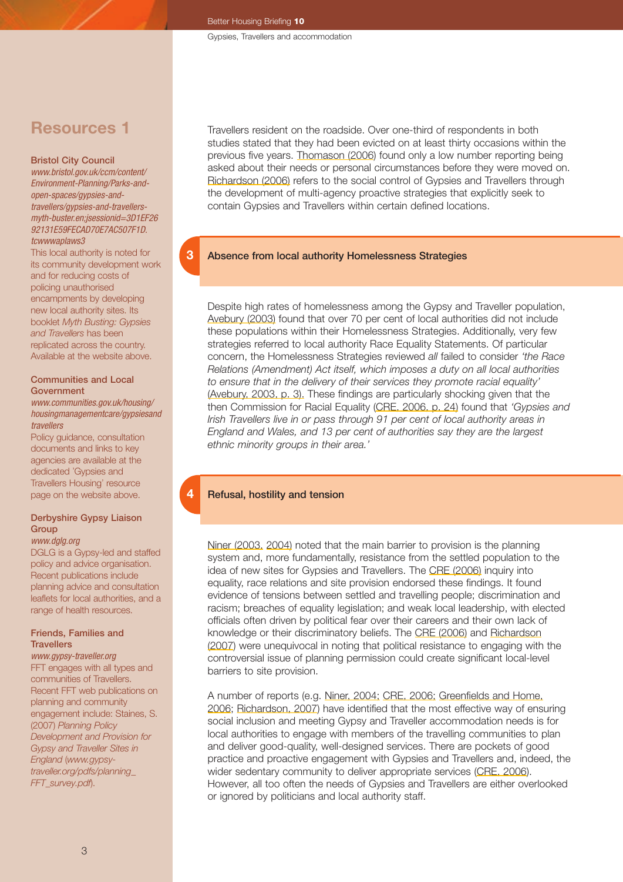Travellers resident on the roadside. Over one-third of respondents in both studies stated that they had been evicted on at least thirty occasions within the previous five years. Thomason (2006) found only a low number reporting being asked about their needs or personal circumstances before they were moved on. Richardson (2006) refers to the social control of Gypsies and Travellers through the development of multi-agency proactive strategies that explicitly seek to contain Gypsies and Travellers within certain defined locations.

## 3 Absence from local authority Homelessness Strategies

Despite high rates of homelessness among the Gypsy and Traveller population, Avebury (2003) found that over 70 per cent of local authorities did not include these populations within their Homelessness Strategies. Additionally, very few strategies referred to local authority Race Equality Statements. Of particular concern, the Homelessness Strategies reviewed *all* failed to consider *'the Race Relations (Amendment) Act itself, which imposes a duty on all local authorities to ensure that in the delivery of their services they promote racial equality'* (Avebury, 2003, p. 3). These findings are particularly shocking given that the then Commission for Racial Equality (CRE, 2006, p. 24) found that *'Gypsies and Irish Travellers live in or pass through 91 per cent of local authority areas in England and Wales, and 13 per cent of authorities say they are the largest ethnic minority groups in their area.'*

## 4 Refusal, hostility and tension

Niner (2003, 2004) noted that the main barrier to provision is the planning system and, more fundamentally, resistance from the settled population to the idea of new sites for Gypsies and Travellers. The CRE (2006) inquiry into equality, race relations and site provision endorsed these findings. It found evidence of tensions between settled and travelling people; discrimination and racism; breaches of equality legislation; and weak local leadership, with elected officials often driven by political fear over their careers and their own lack of knowledge or their discriminatory beliefs. The CRE (2006) and Richardson (2007) were unequivocal in noting that political resistance to engaging with the controversial issue of planning permission could create significant local-level barriers to site provision.

A number of reports (e.g. Niner, 2004; CRE, 2006; Greenfields and Home, 2006; Richardson, 2007) have identified that the most effective way of ensuring social inclusion and meeting Gypsy and Traveller accommodation needs is for local authorities to engage with members of the travelling communities to plan and deliver good-quality, well-designed services. There are pockets of good practice and proactive engagement with Gypsies and Travellers and, indeed, the wider sedentary community to deliver appropriate services (CRE, 2006). However, all too often the needs of Gypsies and Travellers are either overlooked or ignored by politicians and local authority staff.

## Resources 1

**Bristol City Council**
*www.bristol.gov.uk/ccm/content/Environment-Planning/Parks-and-open-spaces/gypsies-and-travellers/gypsies-and-travellers-myth-buster.en;jsessionid=3D1EF26 92131E59FECAD70E7AC507F1D.tcwwwaplaws3*
This local authority is noted for its community development work and for reducing costs of policing unauthorised encampments by developing new local authority sites. Its booklet *Myth Busting: Gypsies and Travellers* has been replicated across the country. Available at the website above.

**Communities and Local Government**
*www.communities.gov.uk/housing/housingmanagementcare/gypsiesandtravellers*
Policy guidance, consultation documents and links to key agencies are available at the dedicated 'Gypsies and Travellers Housing' resource page on the website above.

**Derbyshire Gypsy Liaison Group**
*www.dglg.org*
DGLG is a Gypsy-led and staffed policy and advice organisation. Recent publications include planning advice and consultation leaflets for local authorities, and a range of health resources.

**Friends, Families and Travellers**
*www.gypsy-traveller.org*
FFT engages with all types and communities of Travellers. Recent FFT web publications on planning and community engagement include: Staines, S. (2007) *Planning Policy Development and Provision for Gypsy and Traveller Sites in England* (*www.gypsy-traveller.org/pdfs/planning_FFT_survey.pdf*).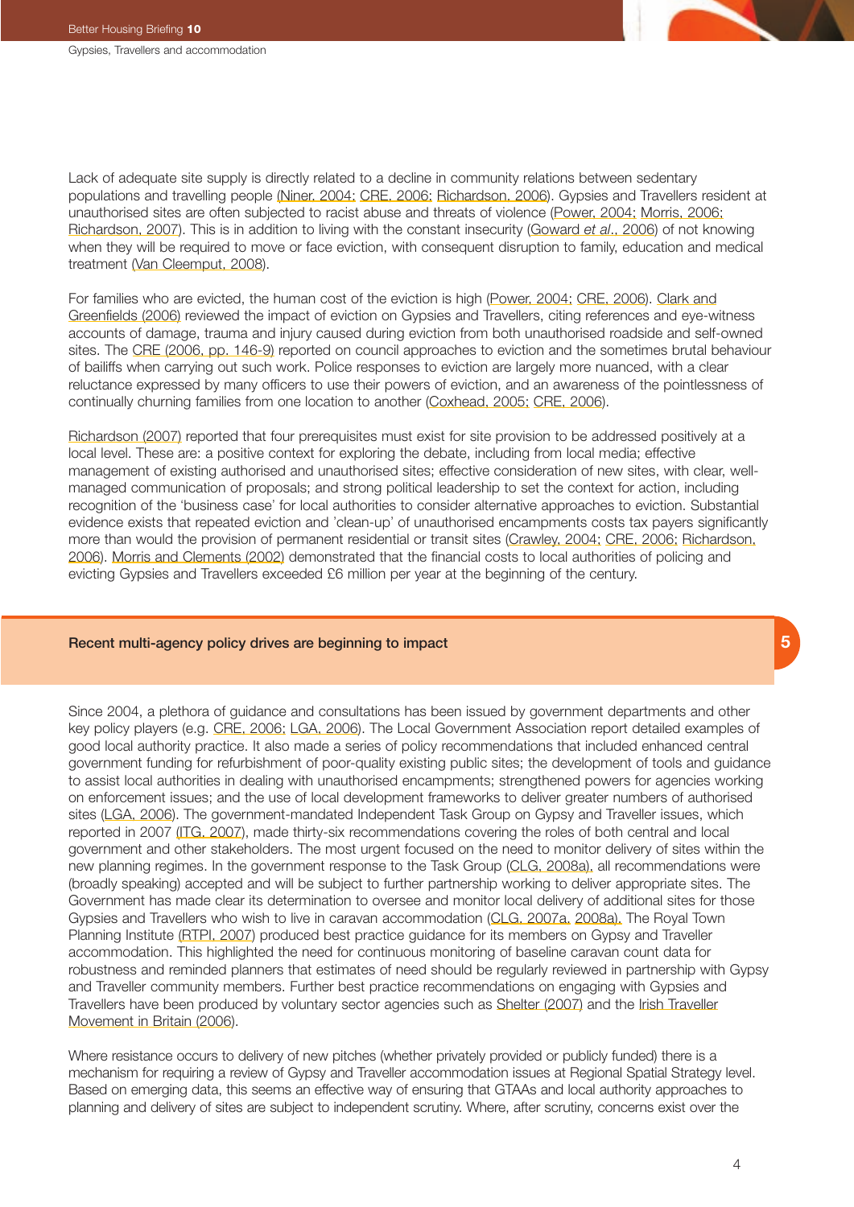Lack of adequate site supply is directly related to a decline in community relations between sedentary populations and travelling people (Niner, 2004; CRE, 2006; Richardson, 2006). Gypsies and Travellers resident at unauthorised sites are often subjected to racist abuse and threats of violence (Power, 2004; Morris, 2006; Richardson, 2007). This is in addition to living with the constant insecurity (Goward *et al*., 2006) of not knowing when they will be required to move or face eviction, with consequent disruption to family, education and medical treatment (Van Cleemput, 2008).

For families who are evicted, the human cost of the eviction is high (Power, 2004; CRE, 2006). Clark and Greenfields (2006) reviewed the impact of eviction on Gypsies and Travellers, citing references and eye-witness accounts of damage, trauma and injury caused during eviction from both unauthorised roadside and self-owned sites. The CRE (2006, pp. 146-9) reported on council approaches to eviction and the sometimes brutal behaviour of bailiffs when carrying out such work. Police responses to eviction are largely more nuanced, with a clear reluctance expressed by many officers to use their powers of eviction, and an awareness of the pointlessness of continually churning families from one location to another (Coxhead, 2005; CRE, 2006).

Richardson (2007) reported that four prerequisites must exist for site provision to be addressed positively at a local level. These are: a positive context for exploring the debate, including from local media; effective management of existing authorised and unauthorised sites; effective consideration of new sites, with clear, well-managed communication of proposals; and strong political leadership to set the context for action, including recognition of the 'business case' for local authorities to consider alternative approaches to eviction. Substantial evidence exists that repeated eviction and 'clean-up' of unauthorised encampments costs tax payers significantly more than would the provision of permanent residential or transit sites (Crawley, 2004; CRE, 2006; Richardson, 2006). Morris and Clements (2002) demonstrated that the financial costs to local authorities of policing and evicting Gypsies and Travellers exceeded £6 million per year at the beginning of the century.

## 5 Recent multi-agency policy drives are beginning to impact

Since 2004, a plethora of guidance and consultations has been issued by government departments and other key policy players (e.g. CRE, 2006; LGA, 2006). The Local Government Association report detailed examples of good local authority practice. It also made a series of policy recommendations that included enhanced central government funding for refurbishment of poor-quality existing public sites; the development of tools and guidance to assist local authorities in dealing with unauthorised encampments; strengthened powers for agencies working on enforcement issues; and the use of local development frameworks to deliver greater numbers of authorised sites (LGA, 2006). The government-mandated Independent Task Group on Gypsy and Traveller issues, which reported in 2007 (ITG, 2007), made thirty-six recommendations covering the roles of both central and local government and other stakeholders. The most urgent focused on the need to monitor delivery of sites within the new planning regimes. In the government response to the Task Group (CLG, 2008a), all recommendations were (broadly speaking) accepted and will be subject to further partnership working to deliver appropriate sites. The Government has made clear its determination to oversee and monitor local delivery of additional sites for those Gypsies and Travellers who wish to live in caravan accommodation (CLG, 2007a, 2008a). The Royal Town Planning Institute (RTPI, 2007) produced best practice guidance for its members on Gypsy and Traveller accommodation. This highlighted the need for continuous monitoring of baseline caravan count data for robustness and reminded planners that estimates of need should be regularly reviewed in partnership with Gypsy and Traveller community members. Further best practice recommendations on engaging with Gypsies and Travellers have been produced by voluntary sector agencies such as Shelter (2007) and the Irish Traveller Movement in Britain (2006).

Where resistance occurs to delivery of new pitches (whether privately provided or publicly funded) there is a mechanism for requiring a review of Gypsy and Traveller accommodation issues at Regional Spatial Strategy level. Based on emerging data, this seems an effective way of ensuring that GTAAs and local authority approaches to planning and delivery of sites are subject to independent scrutiny. Where, after scrutiny, concerns exist over the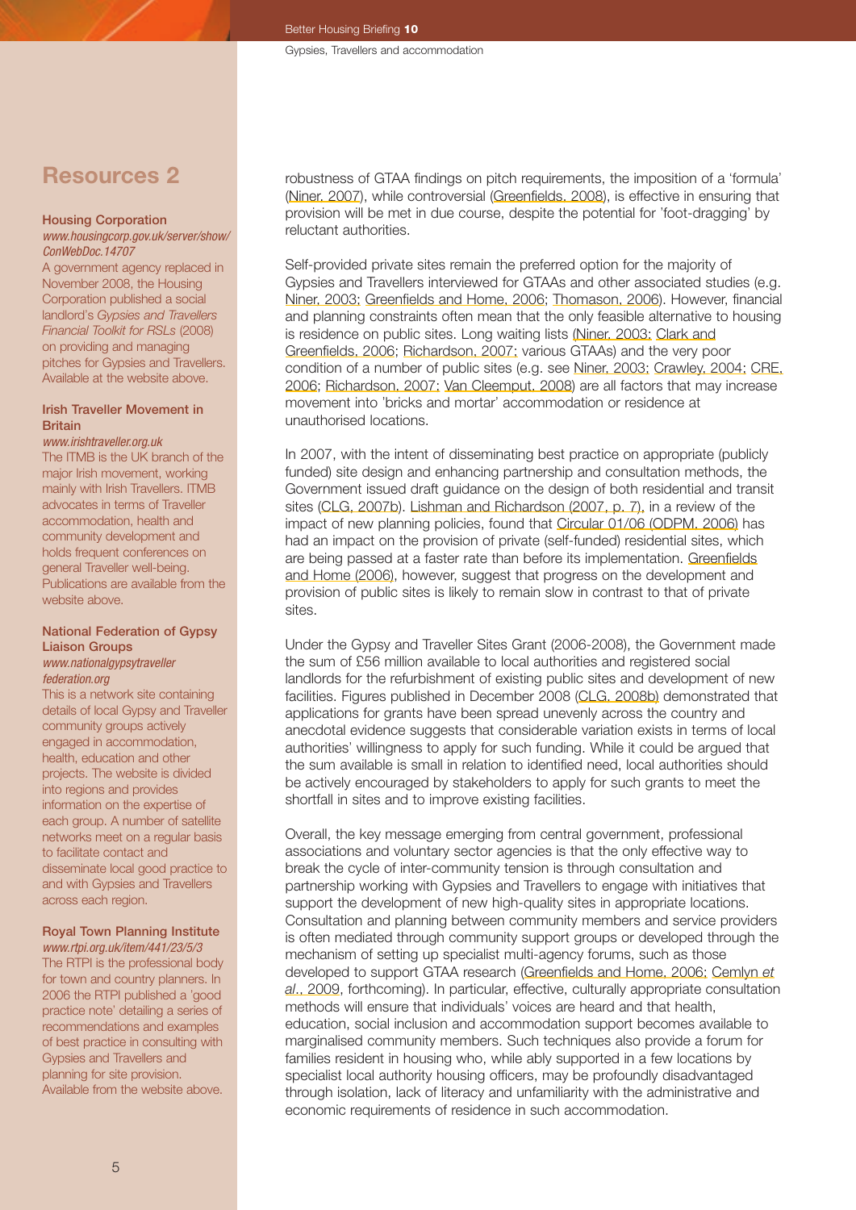## Resources 2

**Housing Corporation**
*www.housingcorp.gov.uk/server/show/ConWebDoc.14707*
A government agency replaced in November 2008, the Housing Corporation published a social landlord's *Gypsies and Travellers Financial Toolkit for RSLs* (2008) on providing and managing pitches for Gypsies and Travellers. Available at the website above.

**Irish Traveller Movement in Britain**
*www.irishtraveller.org.uk*
The ITMB is the UK branch of the major Irish movement, working mainly with Irish Travellers. ITMB advocates in terms of Traveller accommodation, health and community development and holds frequent conferences on general Traveller well-being. Publications are available from the website above.

**National Federation of Gypsy Liaison Groups**
*www.nationalgypsytraveller federation.org*
This is a network site containing details of local Gypsy and Traveller community groups actively engaged in accommodation, health, education and other projects. The website is divided into regions and provides information on the expertise of each group. A number of satellite networks meet on a regular basis to facilitate contact and disseminate local good practice to and with Gypsies and Travellers across each region.

**Royal Town Planning Institute**
*www.rtpi.org.uk/item/441/23/5/3*
The RTPI is the professional body for town and country planners. In 2006 the RTPI published a 'good practice note' detailing a series of recommendations and examples of best practice in consulting with Gypsies and Travellers and planning for site provision. Available from the website above.

robustness of GTAA findings on pitch requirements, the imposition of a 'formula' (Niner, 2007), while controversial (Greenfields, 2008), is effective in ensuring that provision will be met in due course, despite the potential for 'foot-dragging' by reluctant authorities.

Self-provided private sites remain the preferred option for the majority of Gypsies and Travellers interviewed for GTAAs and other associated studies (e.g. Niner, 2003; Greenfields and Home, 2006; Thomason, 2006). However, financial and planning constraints often mean that the only feasible alternative to housing is residence on public sites. Long waiting lists (Niner, 2003; Clark and Greenfields, 2006; Richardson, 2007; various GTAAs) and the very poor condition of a number of public sites (e.g. see Niner, 2003; Crawley, 2004; CRE, 2006; Richardson, 2007; Van Cleemput, 2008) are all factors that may increase movement into 'bricks and mortar' accommodation or residence at unauthorised locations.

In 2007, with the intent of disseminating best practice on appropriate (publicly funded) site design and enhancing partnership and consultation methods, the Government issued draft guidance on the design of both residential and transit sites (CLG, 2007b). Lishman and Richardson (2007, p. 7), in a review of the impact of new planning policies, found that Circular 01/06 (ODPM, 2006) has had an impact on the provision of private (self-funded) residential sites, which are being passed at a faster rate than before its implementation. Greenfields and Home (2006), however, suggest that progress on the development and provision of public sites is likely to remain slow in contrast to that of private sites.

Under the Gypsy and Traveller Sites Grant (2006-2008), the Government made the sum of £56 million available to local authorities and registered social landlords for the refurbishment of existing public sites and development of new facilities. Figures published in December 2008 (CLG, 2008b) demonstrated that applications for grants have been spread unevenly across the country and anecdotal evidence suggests that considerable variation exists in terms of local authorities' willingness to apply for such funding. While it could be argued that the sum available is small in relation to identified need, local authorities should be actively encouraged by stakeholders to apply for such grants to meet the shortfall in sites and to improve existing facilities.

Overall, the key message emerging from central government, professional associations and voluntary sector agencies is that the only effective way to break the cycle of inter-community tension is through consultation and partnership working with Gypsies and Travellers to engage with initiatives that support the development of new high-quality sites in appropriate locations. Consultation and planning between community members and service providers is often mediated through community support groups or developed through the mechanism of setting up specialist multi-agency forums, such as those developed to support GTAA research (Greenfields and Home, 2006; Cemlyn *et al*., 2009, forthcoming). In particular, effective, culturally appropriate consultation methods will ensure that individuals' voices are heard and that health, education, social inclusion and accommodation support becomes available to marginalised community members. Such techniques also provide a forum for families resident in housing who, while ably supported in a few locations by specialist local authority housing officers, may be profoundly disadvantaged through isolation, lack of literacy and unfamiliarity with the administrative and economic requirements of residence in such accommodation.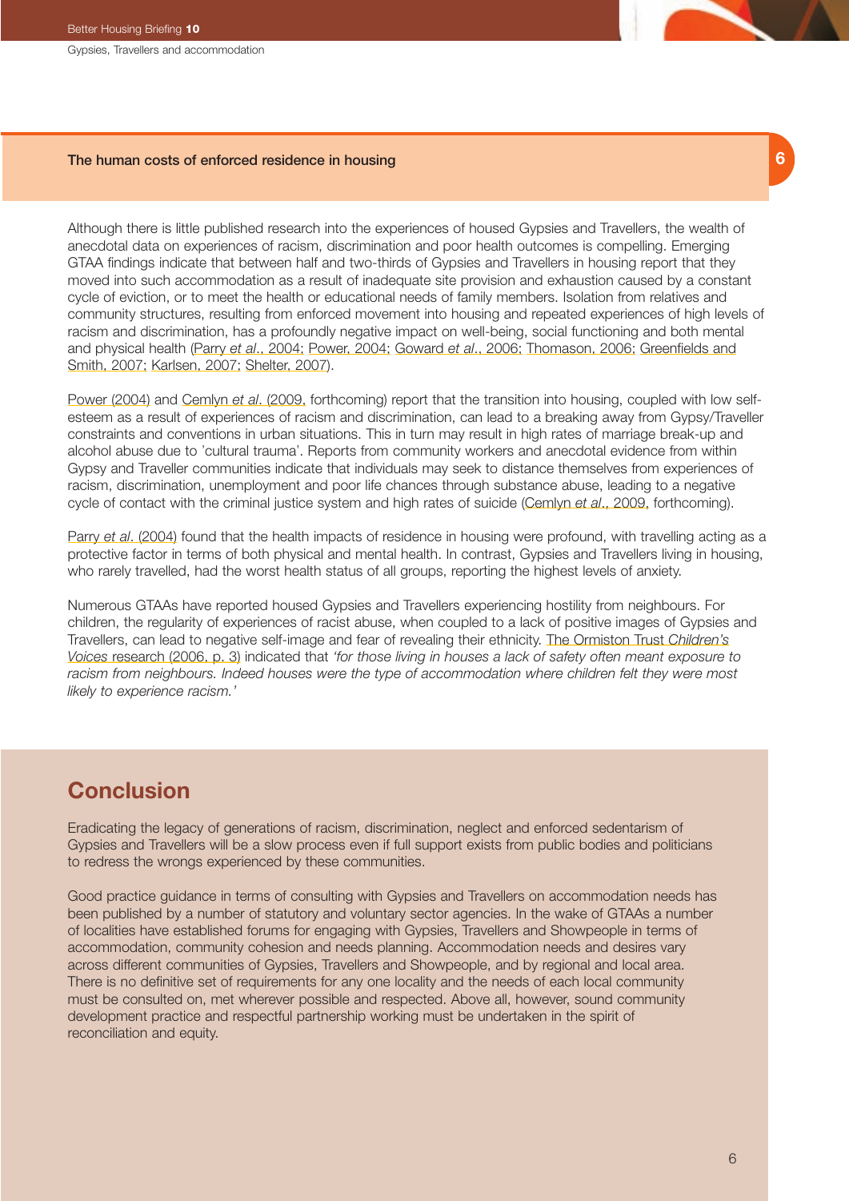## The human costs of enforced residence in housing

Although there is little published research into the experiences of housed Gypsies and Travellers, the wealth of anecdotal data on experiences of racism, discrimination and poor health outcomes is compelling. Emerging GTAA findings indicate that between half and two-thirds of Gypsies and Travellers in housing report that they moved into such accommodation as a result of inadequate site provision and exhaustion caused by a constant cycle of eviction, or to meet the health or educational needs of family members. Isolation from relatives and community structures, resulting from enforced movement into housing and repeated experiences of high levels of racism and discrimination, has a profoundly negative impact on well-being, social functioning and both mental and physical health (Parry *et al*., 2004; Power, 2004; Goward *et al*., 2006; Thomason, 2006; Greenfields and Smith, 2007; Karlsen, 2007; Shelter, 2007).

Power (2004) and Cemlyn *et al*. (2009, forthcoming) report that the transition into housing, coupled with low self-esteem as a result of experiences of racism and discrimination, can lead to a breaking away from Gypsy/Traveller constraints and conventions in urban situations. This in turn may result in high rates of marriage break-up and alcohol abuse due to 'cultural trauma'. Reports from community workers and anecdotal evidence from within Gypsy and Traveller communities indicate that individuals may seek to distance themselves from experiences of racism, discrimination, unemployment and poor life chances through substance abuse, leading to a negative cycle of contact with the criminal justice system and high rates of suicide (Cemlyn *et al*., 2009, forthcoming).

Parry *et al*. (2004) found that the health impacts of residence in housing were profound, with travelling acting as a protective factor in terms of both physical and mental health. In contrast, Gypsies and Travellers living in housing, who rarely travelled, had the worst health status of all groups, reporting the highest levels of anxiety.

Numerous GTAAs have reported housed Gypsies and Travellers experiencing hostility from neighbours. For children, the regularity of experiences of racist abuse, when coupled to a lack of positive images of Gypsies and Travellers, can lead to negative self-image and fear of revealing their ethnicity. The Ormiston Trust *Children's Voices* research (2006, p. 3) indicated that *'for those living in houses a lack of safety often meant exposure to racism from neighbours. Indeed houses were the type of accommodation where children felt they were most likely to experience racism.'*

## Conclusion

Eradicating the legacy of generations of racism, discrimination, neglect and enforced sedentarism of Gypsies and Travellers will be a slow process even if full support exists from public bodies and politicians to redress the wrongs experienced by these communities.

Good practice guidance in terms of consulting with Gypsies and Travellers on accommodation needs has been published by a number of statutory and voluntary sector agencies. In the wake of GTAAs a number of localities have established forums for engaging with Gypsies, Travellers and Showpeople in terms of accommodation, community cohesion and needs planning. Accommodation needs and desires vary across different communities of Gypsies, Travellers and Showpeople, and by regional and local area. There is no definitive set of requirements for any one locality and the needs of each local community must be consulted on, met wherever possible and respected. Above all, however, sound community development practice and respectful partnership working must be undertaken in the spirit of reconciliation and equity.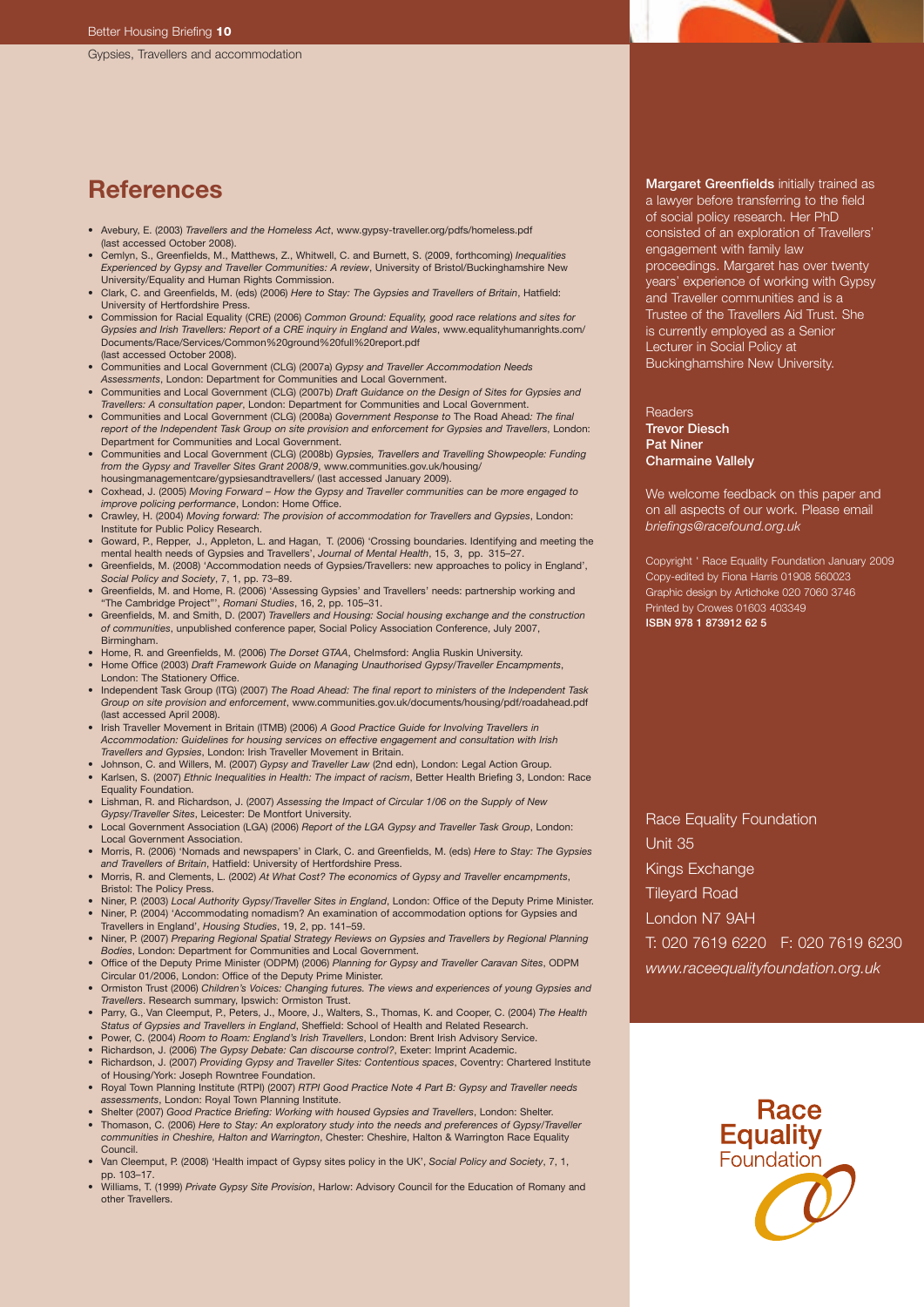# References

- Avebury, E. (2003) *Travellers and the Homeless Act*, www.gypsy-traveller.org/pdfs/homeless.pdf (last accessed October 2008).
- Cemlyn, S., Greenfields, M., Matthews, Z., Whitwell, C. and Burnett, S. (2009, forthcoming) *Inequalities Experienced by Gypsy and Traveller Communities: A review*, University of Bristol/Buckinghamshire New University/Equality and Human Rights Commission.
- Clark, C. and Greenfields, M. (eds) (2006) *Here to Stay: The Gypsies and Travellers of Britain*, Hatfield: University of Hertfordshire Press.
- Commission for Racial Equality (CRE) (2006) *Common Ground: Equality, good race relations and sites for Gypsies and Irish Travellers: Report of a CRE inquiry in England and Wales*, www.equalityhumanrights.com/Documents/Race/Services/Common%20ground%20full%20report.pdf (last accessed October 2008).
- Communities and Local Government (CLG) (2007a) *Gypsy and Traveller Accommodation Needs Assessments*, London: Department for Communities and Local Government.
- Communities and Local Government (CLG) (2007b) *Draft Guidance on the Design of Sites for Gypsies and Travellers: A consultation paper*, London: Department for Communities and Local Government.
- Communities and Local Government (CLG) (2008a) *Government Response to* The Road Ahead*: The final report of the Independent Task Group on site provision and enforcement for Gypsies and Travellers*, London: Department for Communities and Local Government.
- Communities and Local Government (CLG) (2008b) *Gypsies, Travellers and Travelling Showpeople: Funding from the Gypsy and Traveller Sites Grant 2008/9*, www.communities.gov.uk/housing/housingmanagementcare/gypsiesandtravellers/ (last accessed January 2009).
- Coxhead, J. (2005) *Moving Forward – How the Gypsy and Traveller communities can be more engaged to improve policing performance*, London: Home Office.
- Crawley, H. (2004) *Moving forward: The provision of accommodation for Travellers and Gypsies*, London: Institute for Public Policy Research.
- Goward, P., Repper, J., Appleton, L. and Hagan, T. (2006) 'Crossing boundaries. Identifying and meeting the mental health needs of Gypsies and Travellers', *Journal of Mental Health*, 15, 3, pp. 315–27.
- Greenfields, M. (2008) 'Accommodation needs of Gypsies/Travellers: new approaches to policy in England', *Social Policy and Society*, 7, 1, pp. 73–89.
- Greenfields, M. and Home, R. (2006) 'Assessing Gypsies' and Travellers' needs: partnership working and "The Cambridge Project"', *Romani Studies*, 16, 2, pp. 105–31.
- Greenfields, M. and Smith, D. (2007) *Travellers and Housing: Social housing exchange and the construction of communities*, unpublished conference paper, Social Policy Association Conference, July 2007, Birmingham.
- Home, R. and Greenfields, M. (2006) *The Dorset GTAA*, Chelmsford: Anglia Ruskin University.
- Home Office (2003) *Draft Framework Guide on Managing Unauthorised Gypsy/Traveller Encampments*, London: The Stationery Office.
- Independent Task Group (ITG) (2007) *The Road Ahead: The final report to ministers of the Independent Task Group on site provision and enforcement*, www.communities.gov.uk/documents/housing/pdf/roadahead.pdf (last accessed April 2008).
- Irish Traveller Movement in Britain (ITMB) (2006) *A Good Practice Guide for Involving Travellers in Accommodation: Guidelines for housing services on effective engagement and consultation with Irish Travellers and Gypsies*, London: Irish Traveller Movement in Britain.
- Johnson, C. and Willers, M. (2007) *Gypsy and Traveller Law* (2nd edn), London: Legal Action Group.
- Karlsen, S. (2007) *Ethnic Inequalities in Health: The impact of racism*, Better Health Briefing 3, London: Race Equality Foundation.
- Lishman, R. and Richardson, J. (2007) *Assessing the Impact of Circular 1/06 on the Supply of New Gypsy/Traveller Sites*, Leicester: De Montfort University.
- Local Government Association (LGA) (2006) *Report of the LGA Gypsy and Traveller Task Group*, London: Local Government Association.
- Morris, R. (2006) 'Nomads and newspapers' in Clark, C. and Greenfields, M. (eds) *Here to Stay: The Gypsies and Travellers of Britain*, Hatfield: University of Hertfordshire Press.
- Morris, R. and Clements, L. (2002) *At What Cost? The economics of Gypsy and Traveller encampments*, Bristol: The Policy Press.
- Niner, P. (2003) *Local Authority Gypsy/Traveller Sites in England*, London: Office of the Deputy Prime Minister.
- Niner, P. (2004) 'Accommodating nomadism? An examination of accommodation options for Gypsies and Travellers in England', *Housing Studies*, 19, 2, pp. 141–59.
- Niner, P. (2007) *Preparing Regional Spatial Strategy Reviews on Gypsies and Travellers by Regional Planning Bodies*, London: Department for Communities and Local Government.
- Office of the Deputy Prime Minister (ODPM) (2006) *Planning for Gypsy and Traveller Caravan Sites*, ODPM Circular 01/2006, London: Office of the Deputy Prime Minister.
- Ormiston Trust (2006) *Children's Voices: Changing futures. The views and experiences of young Gypsies and Travellers*. Research summary, Ipswich: Ormiston Trust.
- Parry, G., Van Cleemput, P., Peters, J., Moore, J., Walters, S., Thomas, K. and Cooper, C. (2004) *The Health Status of Gypsies and Travellers in England*, Sheffield: School of Health and Related Research.
- Power, C. (2004) *Room to Roam: England's Irish Travellers*, London: Brent Irish Advisory Service.
- Richardson, J. (2006) *The Gypsy Debate: Can discourse control?*, Exeter: Imprint Academic.
- Richardson, J. (2007) *Providing Gypsy and Traveller Sites: Contentious spaces*, Coventry: Chartered Institute of Housing/York: Joseph Rowntree Foundation.
- Royal Town Planning Institute (RTPI) (2007) *RTPI Good Practice Note 4 Part B: Gypsy and Traveller needs assessments*, London: Royal Town Planning Institute.
- Shelter (2007) *Good Practice Briefing: Working with housed Gypsies and Travellers*, London: Shelter.
- Thomason, C. (2006) *Here to Stay: An exploratory study into the needs and preferences of Gypsy/Traveller communities in Cheshire, Halton and Warrington*, Chester: Cheshire, Halton & Warrington Race Equality Council.
- Van Cleemput, P. (2008) 'Health impact of Gypsy sites policy in the UK', *Social Policy and Society*, 7, 1, pp. 103–17.
- Williams, T. (1999) *Private Gypsy Site Provision*, Harlow: Advisory Council for the Education of Romany and other Travellers.

**Margaret Greenfields** initially trained as a lawyer before transferring to the field of social policy research. Her PhD consisted of an exploration of Travellers' engagement with family law proceedings. Margaret has over twenty years' experience of working with Gypsy and Traveller communities and is a Trustee of the Travellers Aid Trust. She is currently employed as a Senior Lecturer in Social Policy at Buckinghamshire New University.

Readers
**Trevor Diesch**
**Pat Niner**
**Charmaine Vallely**

We welcome feedback on this paper and on all aspects of our work. Please email *briefings@racefound.org.uk*

Copyright ' Race Equality Foundation January 2009
Copy-edited by Fiona Harris 01908 560023
Graphic design by Artichoke 020 7060 3746
Printed by Crowes 01603 403349
**ISBN 978 1 873912 62 5**

Race Equality Foundation
Unit 35
Kings Exchange
Tileyard Road
London N7 9AH
T: 020 7619 6220 F: 020 7619 6230
*www.raceequalityfoundation.org.uk*

Race Equality Foundation